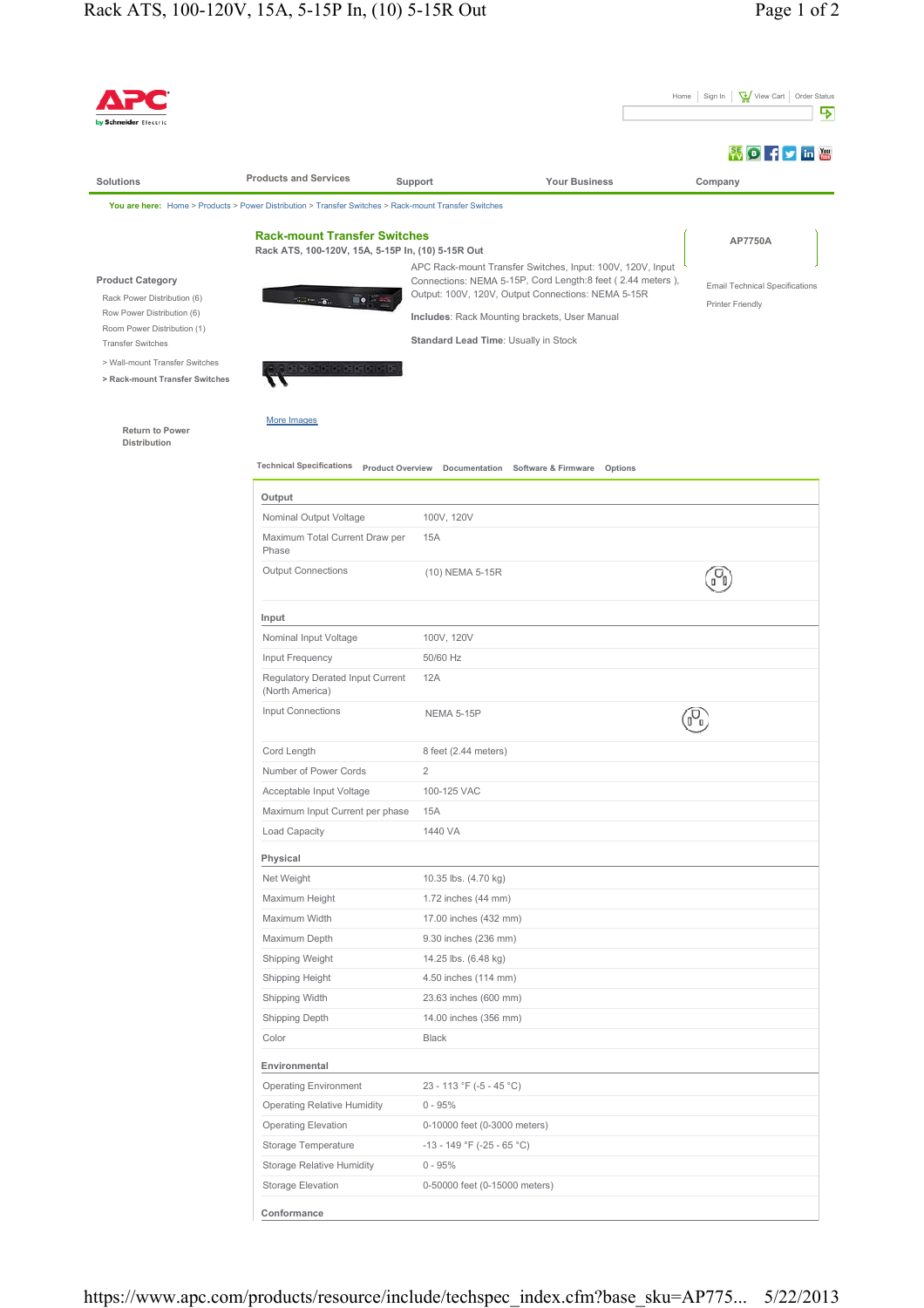Home | Sign In | View Cart | Order Status

Solutions | Products and Services | Support | Your Business | Company

**You are here:** Home > Products > Power Distribution > Transfer Switches > Rack-mount Transfer Switches

## Rack-mount Transfer Switches

**Rack ATS, 100-120V, 15A, 5-15P In, (10) 5-15R Out**

APC Rack-mount Transfer Switches, Input: 100V, 120V, Input Connections: NEMA 5-15P, Cord Length:8 feet ( 2.44 meters ), Output: 100V, 120V, Output Connections: NEMA 5-15R

**Includes**: Rack Mounting brackets, User Manual

**Standard Lead Time**: Usually in Stock

More Images

**AP7750A**

Email Technical Specifications

Printer Friendly

### Product Category

- Rack Power Distribution (6)
- Row Power Distribution (6)
- Room Power Distribution (1)
- Transfer Switches
  - > Wall-mount Transfer Switches
  - > **Rack-mount Transfer Switches**

**Return to Power Distribution**

Technical Specifications | Product Overview | Documentation | Software & Firmware | Options

### Output

| | |
|---|---|
| Nominal Output Voltage | 100V, 120V |
| Maximum Total Current Draw per Phase | 15A |
| Output Connections | (10) NEMA 5-15R |

### Input

| | |
|---|---|
| Nominal Input Voltage | 100V, 120V |
| Input Frequency | 50/60 Hz |
| Regulatory Derated Input Current (North America) | 12A |
| Input Connections | NEMA 5-15P |
| Cord Length | 8 feet (2.44 meters) |
| Number of Power Cords | 2 |
| Acceptable Input Voltage | 100-125 VAC |
| Maximum Input Current per phase | 15A |
| Load Capacity | 1440 VA |

### Physical

| | |
|---|---|
| Net Weight | 10.35 lbs. (4.70 kg) |
| Maximum Height | 1.72 inches (44 mm) |
| Maximum Width | 17.00 inches (432 mm) |
| Maximum Depth | 9.30 inches (236 mm) |
| Shipping Weight | 14.25 lbs. (6.48 kg) |
| Shipping Height | 4.50 inches (114 mm) |
| Shipping Width | 23.63 inches (600 mm) |
| Shipping Depth | 14.00 inches (356 mm) |
| Color | Black |

### Environmental

| | |
|---|---|
| Operating Environment | 23 - 113 °F (-5 - 45 °C) |
| Operating Relative Humidity | 0 - 95% |
| Operating Elevation | 0-10000 feet (0-3000 meters) |
| Storage Temperature | -13 - 149 °F (-25 - 65 °C) |
| Storage Relative Humidity | 0 - 95% |
| Storage Elevation | 0-50000 feet (0-15000 meters) |

### Conformance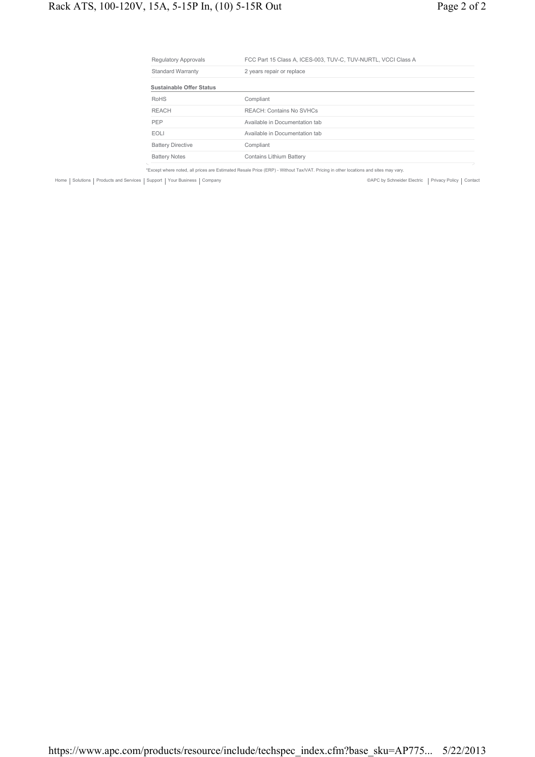| | |
|---|---|
| Regulatory Approvals | FCC Part 15 Class A, ICES-003, TUV-C, TUV-NURTL, VCCI Class A |
| Standard Warranty | 2 years repair or replace |

**Sustainable Offer Status**

| | |
|---|---|
| RoHS | Compliant |
| REACH | REACH: Contains No SVHCs |
| PEP | Available in Documentation tab |
| EOLI | Available in Documentation tab |
| Battery Directive | Compliant |
| Battery Notes | Contains Lithium Battery |

*Except where noted, all prices are Estimated Resale Price (ERP) - Without Tax/VAT. Pricing in other locations and sites may vary.

Home | Solutions | Products and Services | Support | Your Business | Company

©APC by Schneider Electric | Privacy Policy | Contact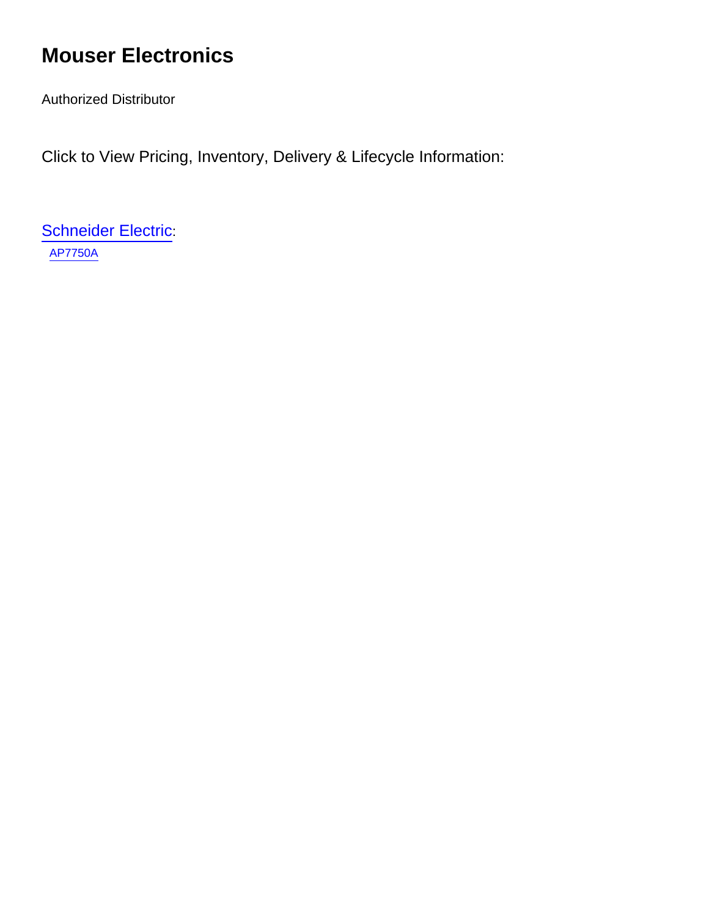# Mouser Electronics

Authorized Distributor

Click to View Pricing, Inventory, Delivery & Lifecycle Information:

Schneider Electric:

AP7750A